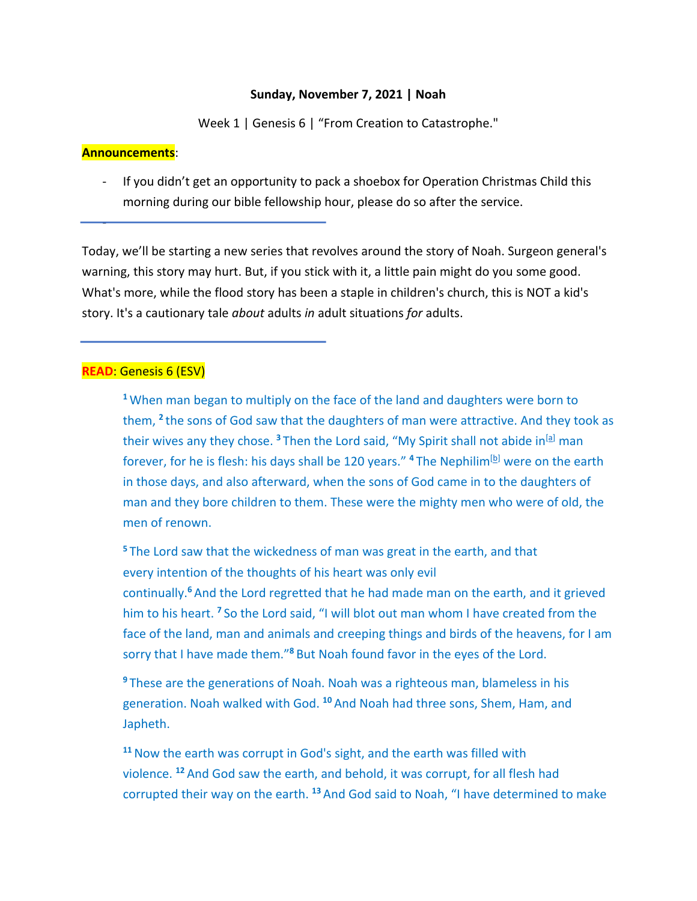**Sunday, November 7, 2021 | Noah**

Week 1 | Genesis 6 | "From Creation to Catastrophe."

**Announcements**:

- If you didn't get an opportunity to pack a shoebox for Operation Christmas Child this morning during our bible fellowship hour, please do so after the service.

---

Today, we'll be starting a new series that revolves around the story of Noah. Surgeon general's warning, this story may hurt. But, if you stick with it, a little pain might do you some good. What's more, while the flood story has been a staple in children's church, this is NOT a kid's story. It's a cautionary tale *about* adults *in* adult situations *for* adults.

---

**READ**: Genesis 6 (ESV)

> **1** When man began to multiply on the face of the land and daughters were born to them, **2** the sons of God saw that the daughters of man were attractive. And they took as their wives any they chose. **3** Then the Lord said, "My Spirit shall not abide in[a] man forever, for he is flesh: his days shall be 120 years." **4** The Nephilim[b] were on the earth in those days, and also afterward, when the sons of God came in to the daughters of man and they bore children to them. These were the mighty men who were of old, the men of renown.
>
> **5** The Lord saw that the wickedness of man was great in the earth, and that every intention of the thoughts of his heart was only evil continually.**6** And the Lord regretted that he had made man on the earth, and it grieved him to his heart. **7** So the Lord said, "I will blot out man whom I have created from the face of the land, man and animals and creeping things and birds of the heavens, for I am sorry that I have made them."**8** But Noah found favor in the eyes of the Lord.
>
> **9** These are the generations of Noah. Noah was a righteous man, blameless in his generation. Noah walked with God. **10** And Noah had three sons, Shem, Ham, and Japheth.
>
> **11** Now the earth was corrupt in God's sight, and the earth was filled with violence. **12** And God saw the earth, and behold, it was corrupt, for all flesh had corrupted their way on the earth. **13** And God said to Noah, "I have determined to make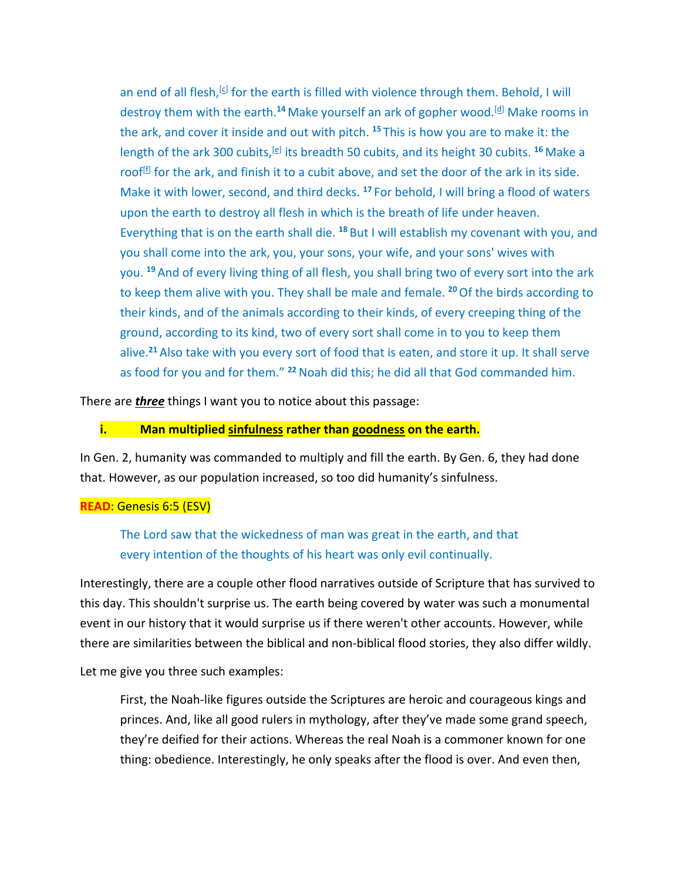> an end of all flesh,[c] for the earth is filled with violence through them. Behold, I will destroy them with the earth.[14] Make yourself an ark of gopher wood.[d] Make rooms in the ark, and cover it inside and out with pitch. [15] This is how you are to make it: the length of the ark 300 cubits,[e] its breadth 50 cubits, and its height 30 cubits. [16] Make a roof[f] for the ark, and finish it to a cubit above, and set the door of the ark in its side. Make it with lower, second, and third decks. [17] For behold, I will bring a flood of waters upon the earth to destroy all flesh in which is the breath of life under heaven. Everything that is on the earth shall die. [18] But I will establish my covenant with you, and you shall come into the ark, you, your sons, your wife, and your sons' wives with you. [19] And of every living thing of all flesh, you shall bring two of every sort into the ark to keep them alive with you. They shall be male and female. [20] Of the birds according to their kinds, and of the animals according to their kinds, of every creeping thing of the ground, according to its kind, two of every sort shall come in to you to keep them alive.[21] Also take with you every sort of food that is eaten, and store it up. It shall serve as food for you and for them." [22] Noah did this; he did all that God commanded him.

There are ***three*** things I want you to notice about this passage:

**i. Man multiplied sinfulness rather than goodness on the earth.**

In Gen. 2, humanity was commanded to multiply and fill the earth. By Gen. 6, they had done that. However, as our population increased, so too did humanity's sinfulness.

**READ**: Genesis 6:5 (ESV)

> The Lord saw that the wickedness of man was great in the earth, and that every intention of the thoughts of his heart was only evil continually.

Interestingly, there are a couple other flood narratives outside of Scripture that has survived to this day. This shouldn't surprise us. The earth being covered by water was such a monumental event in our history that it would surprise us if there weren't other accounts. However, while there are similarities between the biblical and non-biblical flood stories, they also differ wildly.

Let me give you three such examples:

> First, the Noah-like figures outside the Scriptures are heroic and courageous kings and princes. And, like all good rulers in mythology, after they've made some grand speech, they're deified for their actions. Whereas the real Noah is a commoner known for one thing: obedience. Interestingly, he only speaks after the flood is over. And even then,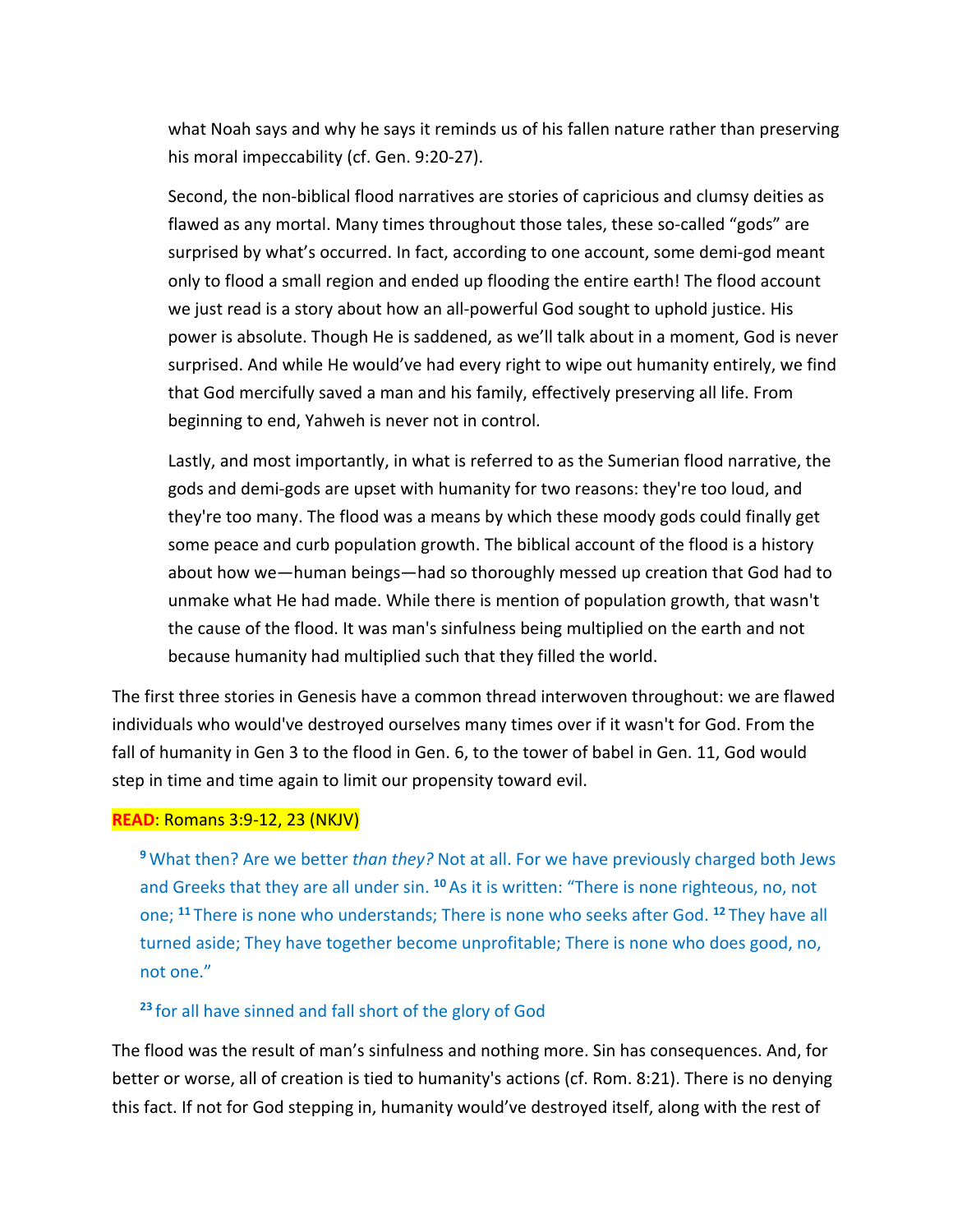what Noah says and why he says it reminds us of his fallen nature rather than preserving his moral impeccability (cf. Gen. 9:20-27).

Second, the non-biblical flood narratives are stories of capricious and clumsy deities as flawed as any mortal. Many times throughout those tales, these so-called "gods" are surprised by what's occurred. In fact, according to one account, some demi-god meant only to flood a small region and ended up flooding the entire earth! The flood account we just read is a story about how an all-powerful God sought to uphold justice. His power is absolute. Though He is saddened, as we'll talk about in a moment, God is never surprised. And while He would've had every right to wipe out humanity entirely, we find that God mercifully saved a man and his family, effectively preserving all life. From beginning to end, Yahweh is never not in control.

Lastly, and most importantly, in what is referred to as the Sumerian flood narrative, the gods and demi-gods are upset with humanity for two reasons: they're too loud, and they're too many. The flood was a means by which these moody gods could finally get some peace and curb population growth. The biblical account of the flood is a history about how we—human beings—had so thoroughly messed up creation that God had to unmake what He had made. While there is mention of population growth, that wasn't the cause of the flood. It was man's sinfulness being multiplied on the earth and not because humanity had multiplied such that they filled the world.

The first three stories in Genesis have a common thread interwoven throughout: we are flawed individuals who would've destroyed ourselves many times over if it wasn't for God. From the fall of humanity in Gen 3 to the flood in Gen. 6, to the tower of babel in Gen. 11, God would step in time and time again to limit our propensity toward evil.

**READ**: Romans 3:9-12, 23 (NKJV)

> [9] What then? Are we better *than they?* Not at all. For we have previously charged both Jews and Greeks that they are all under sin. [10] As it is written: "There is none righteous, no, not one; [11] There is none who understands; There is none who seeks after God. [12] They have all turned aside; They have together become unprofitable; There is none who does good, no, not one."
>
> [23] for all have sinned and fall short of the glory of God

The flood was the result of man's sinfulness and nothing more. Sin has consequences. And, for better or worse, all of creation is tied to humanity's actions (cf. Rom. 8:21). There is no denying this fact. If not for God stepping in, humanity would've destroyed itself, along with the rest of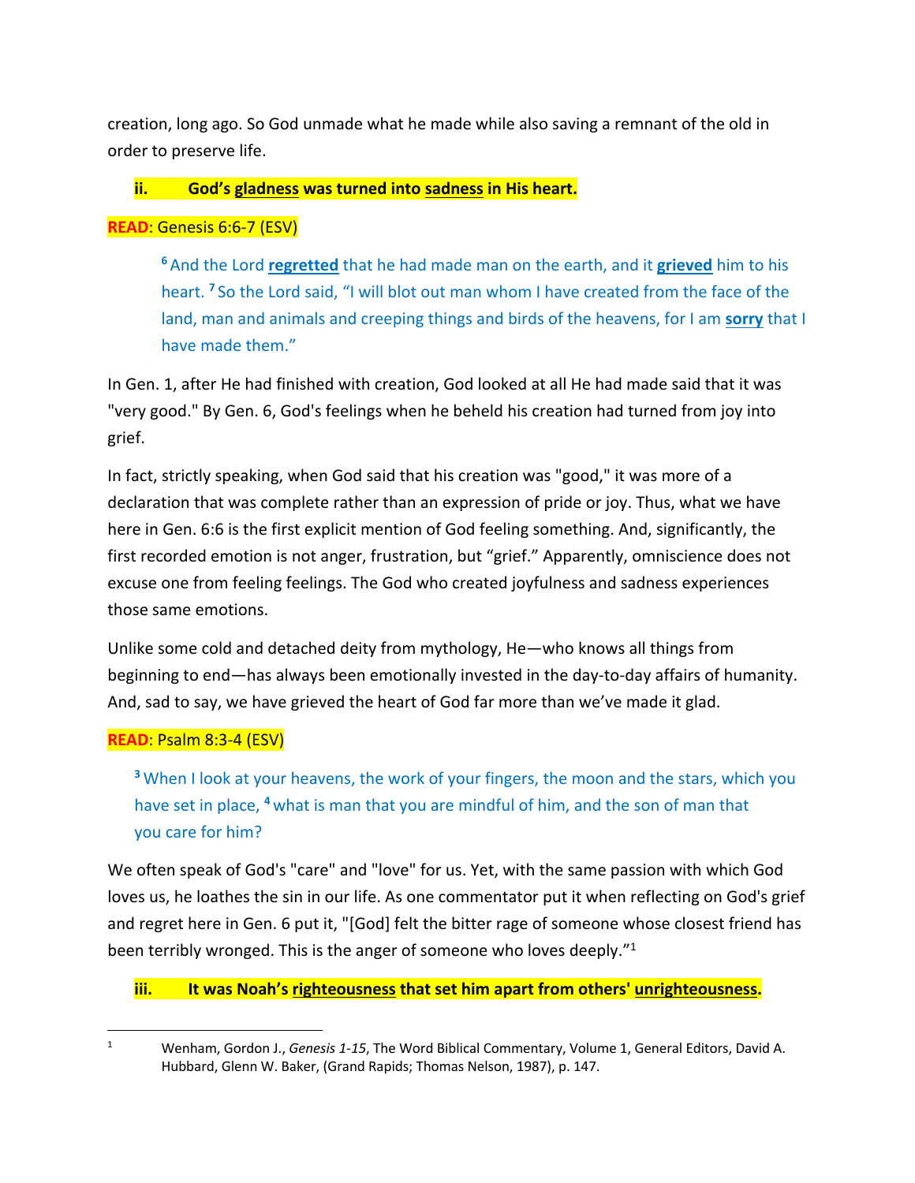creation, long ago. So God unmade what he made while also saving a remnant of the old in order to preserve life.

**ii. God's gladness was turned into sadness in His heart.**

**READ**: Genesis 6:6-7 (ESV)

> [6] And the Lord **regretted** that he had made man on the earth, and it **grieved** him to his heart. [7] So the Lord said, "I will blot out man whom I have created from the face of the land, man and animals and creeping things and birds of the heavens, for I am **sorry** that I have made them."

In Gen. 1, after He had finished with creation, God looked at all He had made said that it was "very good." By Gen. 6, God's feelings when he beheld his creation had turned from joy into grief.

In fact, strictly speaking, when God said that his creation was "good," it was more of a declaration that was complete rather than an expression of pride or joy. Thus, what we have here in Gen. 6:6 is the first explicit mention of God feeling something. And, significantly, the first recorded emotion is not anger, frustration, but "grief." Apparently, omniscience does not excuse one from feeling feelings. The God who created joyfulness and sadness experiences those same emotions.

Unlike some cold and detached deity from mythology, He—who knows all things from beginning to end—has always been emotionally invested in the day-to-day affairs of humanity. And, sad to say, we have grieved the heart of God far more than we've made it glad.

**READ**: Psalm 8:3-4 (ESV)

> [3] When I look at your heavens, the work of your fingers, the moon and the stars, which you have set in place, [4] what is man that you are mindful of him, and the son of man that you care for him?

We often speak of God's "care" and "love" for us. Yet, with the same passion with which God loves us, he loathes the sin in our life. As one commentator put it when reflecting on God's grief and regret here in Gen. 6 put it, "[God] felt the bitter rage of someone whose closest friend has been terribly wronged. This is the anger of someone who loves deeply."[1]

**iii. It was Noah's righteousness that set him apart from others' unrighteousness.**

---

[1] Wenham, Gordon J., *Genesis 1-15*, The Word Biblical Commentary, Volume 1, General Editors, David A. Hubbard, Glenn W. Baker, (Grand Rapids; Thomas Nelson, 1987), p. 147.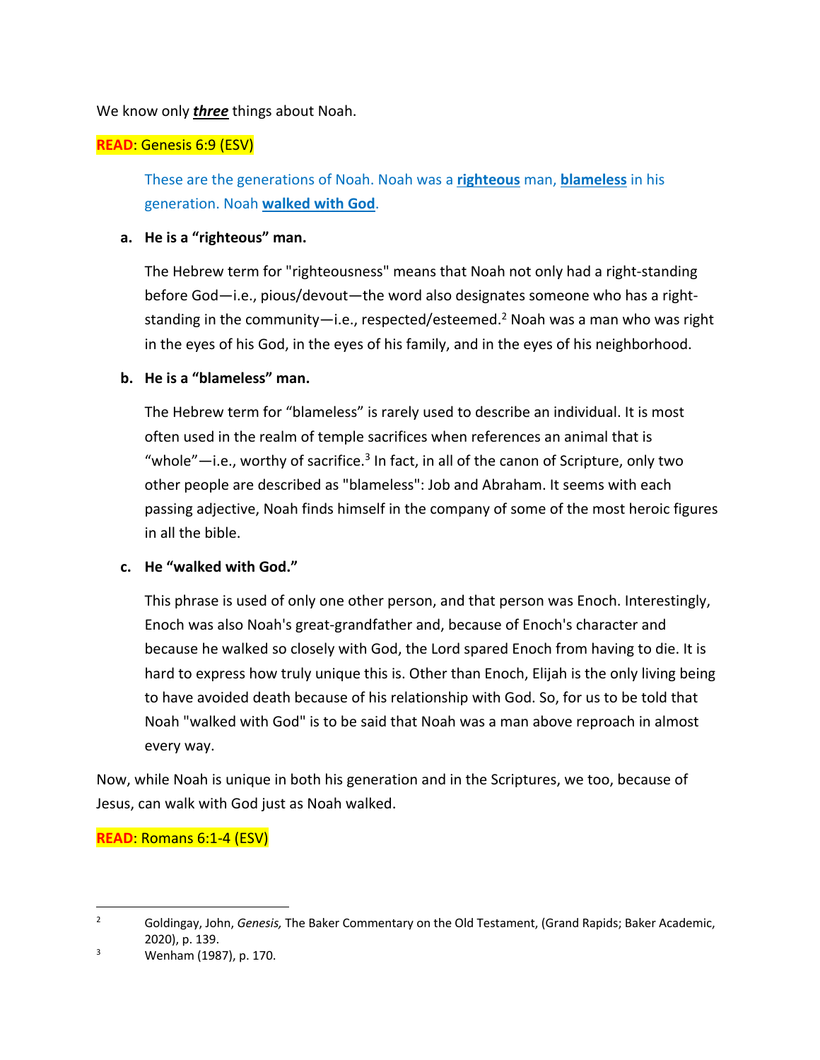We know only ***three*** things about Noah.

**READ**: Genesis 6:9 (ESV)

> These are the generations of Noah. Noah was a **righteous** man, **blameless** in his generation. Noah **walked with God**.

**a. He is a "righteous" man.**

The Hebrew term for "righteousness" means that Noah not only had a right-standing before God—i.e., pious/devout—the word also designates someone who has a right-standing in the community—i.e., respected/esteemed.[2] Noah was a man who was right in the eyes of his God, in the eyes of his family, and in the eyes of his neighborhood.

**b. He is a "blameless" man.**

The Hebrew term for "blameless" is rarely used to describe an individual. It is most often used in the realm of temple sacrifices when references an animal that is "whole"—i.e., worthy of sacrifice.[3] In fact, in all of the canon of Scripture, only two other people are described as "blameless": Job and Abraham. It seems with each passing adjective, Noah finds himself in the company of some of the most heroic figures in all the bible.

**c. He "walked with God."**

This phrase is used of only one other person, and that person was Enoch. Interestingly, Enoch was also Noah's great-grandfather and, because of Enoch's character and because he walked so closely with God, the Lord spared Enoch from having to die. It is hard to express how truly unique this is. Other than Enoch, Elijah is the only living being to have avoided death because of his relationship with God. So, for us to be told that Noah "walked with God" is to be said that Noah was a man above reproach in almost every way.

Now, while Noah is unique in both his generation and in the Scriptures, we too, because of Jesus, can walk with God just as Noah walked.

**READ**: Romans 6:1-4 (ESV)

---

[2] Goldingay, John, *Genesis,* The Baker Commentary on the Old Testament, (Grand Rapids; Baker Academic, 2020), p. 139.

[3] Wenham (1987), p. 170.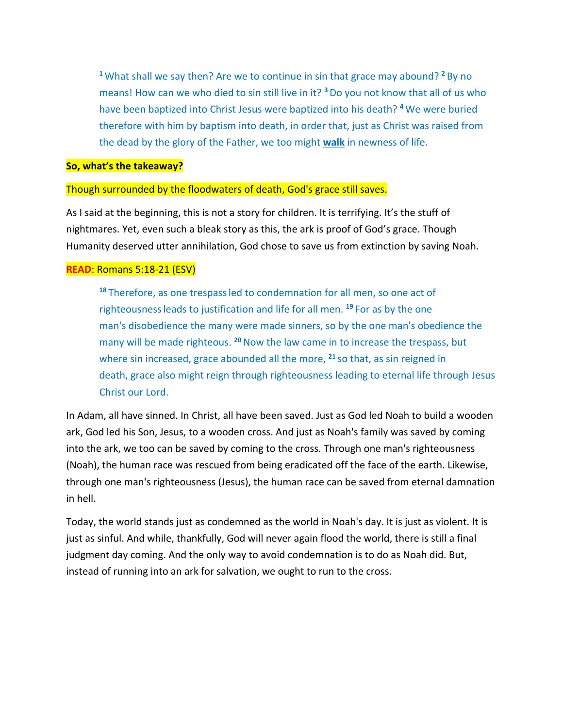> [1] What shall we say then? Are we to continue in sin that grace may abound? [2] By no means! How can we who died to sin still live in it? [3] Do you not know that all of us who have been baptized into Christ Jesus were baptized into his death? [4] We were buried therefore with him by baptism into death, in order that, just as Christ was raised from the dead by the glory of the Father, we too might **walk** in newness of life.

**So, what's the takeaway?**

Though surrounded by the floodwaters of death, God's grace still saves.

As I said at the beginning, this is not a story for children. It is terrifying. It's the stuff of nightmares. Yet, even such a bleak story as this, the ark is proof of God's grace. Though Humanity deserved utter annihilation, God chose to save us from extinction by saving Noah.

**READ**: Romans 5:18-21 (ESV)

> [18] Therefore, as one trespass led to condemnation for all men, so one act of righteousness leads to justification and life for all men. [19] For as by the one man's disobedience the many were made sinners, so by the one man's obedience the many will be made righteous. [20] Now the law came in to increase the trespass, but where sin increased, grace abounded all the more, [21] so that, as sin reigned in death, grace also might reign through righteousness leading to eternal life through Jesus Christ our Lord.

In Adam, all have sinned. In Christ, all have been saved. Just as God led Noah to build a wooden ark, God led his Son, Jesus, to a wooden cross. And just as Noah's family was saved by coming into the ark, we too can be saved by coming to the cross. Through one man's righteousness (Noah), the human race was rescued from being eradicated off the face of the earth. Likewise, through one man's righteousness (Jesus), the human race can be saved from eternal damnation in hell.

Today, the world stands just as condemned as the world in Noah's day. It is just as violent. It is just as sinful. And while, thankfully, God will never again flood the world, there is still a final judgment day coming. And the only way to avoid condemnation is to do as Noah did. But, instead of running into an ark for salvation, we ought to run to the cross.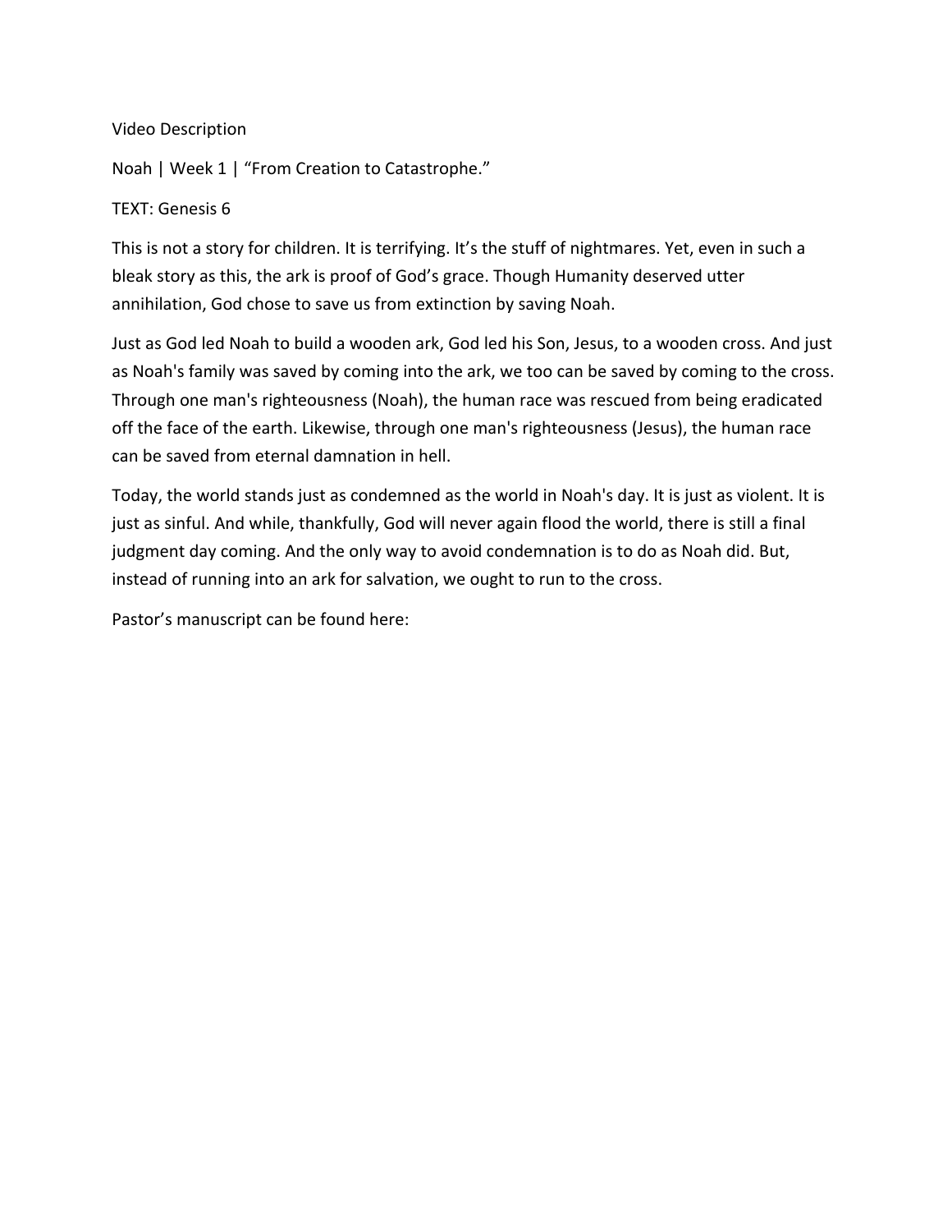Video Description

Noah | Week 1 | “From Creation to Catastrophe.”

TEXT: Genesis 6

This is not a story for children. It is terrifying. It’s the stuff of nightmares. Yet, even in such a bleak story as this, the ark is proof of God’s grace. Though Humanity deserved utter annihilation, God chose to save us from extinction by saving Noah.

Just as God led Noah to build a wooden ark, God led his Son, Jesus, to a wooden cross. And just as Noah's family was saved by coming into the ark, we too can be saved by coming to the cross. Through one man's righteousness (Noah), the human race was rescued from being eradicated off the face of the earth. Likewise, through one man's righteousness (Jesus), the human race can be saved from eternal damnation in hell.

Today, the world stands just as condemned as the world in Noah's day. It is just as violent. It is just as sinful. And while, thankfully, God will never again flood the world, there is still a final judgment day coming. And the only way to avoid condemnation is to do as Noah did. But, instead of running into an ark for salvation, we ought to run to the cross.

Pastor’s manuscript can be found here: